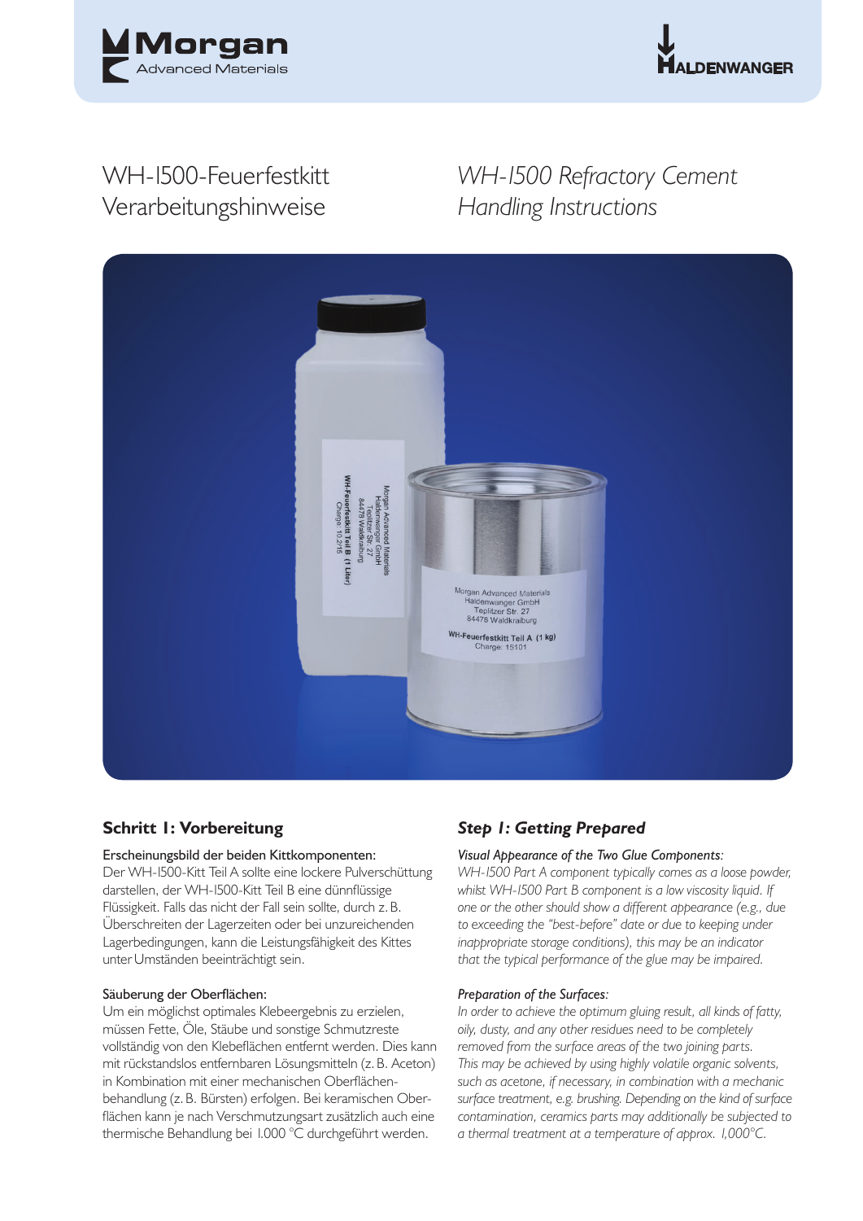# WH-1500-Feuerfestkitt Verarbeitungshinweise

# *WH-1500 Refractory Cement Handling Instructions*

## Schritt 1: Vorbereitung

**Erscheinungsbild der beiden Kittkomponenten:**
Der WH-1500-Kitt Teil A sollte eine lockere Pulverschüttung darstellen, der WH-1500-Kitt Teil B eine dünnflüssige Flüssigkeit. Falls das nicht der Fall sein sollte, durch z. B. Überschreiten der Lagerzeiten oder bei unzureichenden Lagerbedingungen, kann die Leistungsfähigkeit des Kittes unter Umständen beeinträchtigt sein.

**Säuberung der Oberflächen:**
Um ein möglichst optimales Klebeergebnis zu erzielen, müssen Fette, Öle, Stäube und sonstige Schmutzreste vollständig von den Klebeflächen entfernt werden. Dies kann mit rückstandslos entfernbaren Lösungsmitteln (z. B. Aceton) in Kombination mit einer mechanischen Oberflächenbehandlung (z. B. Bürsten) erfolgen. Bei keramischen Oberflächen kann je nach Verschmutzungsart zusätzlich auch eine thermische Behandlung bei 1.000 °C durchgeführt werden.

## *Step 1: Getting Prepared*

*Visual Appearance of the Two Glue Components:*
*WH-1500 Part A component typically comes as a loose powder, whilst WH-1500 Part B component is a low viscosity liquid. If one or the other should show a different appearance (e.g., due to exceeding the "best-before" date or due to keeping under inappropriate storage conditions), this may be an indicator that the typical performance of the glue may be impaired.*

*Preparation of the Surfaces:*
*In order to achieve the optimum gluing result, all kinds of fatty, oily, dusty, and any other residues need to be completely removed from the surface areas of the two joining parts. This may be achieved by using highly volatile organic solvents, such as acetone, if necessary, in combination with a mechanic surface treatment, e.g. brushing. Depending on the kind of surface contamination, ceramics parts may additionally be subjected to a thermal treatment at a temperature of approx. 1,000°C.*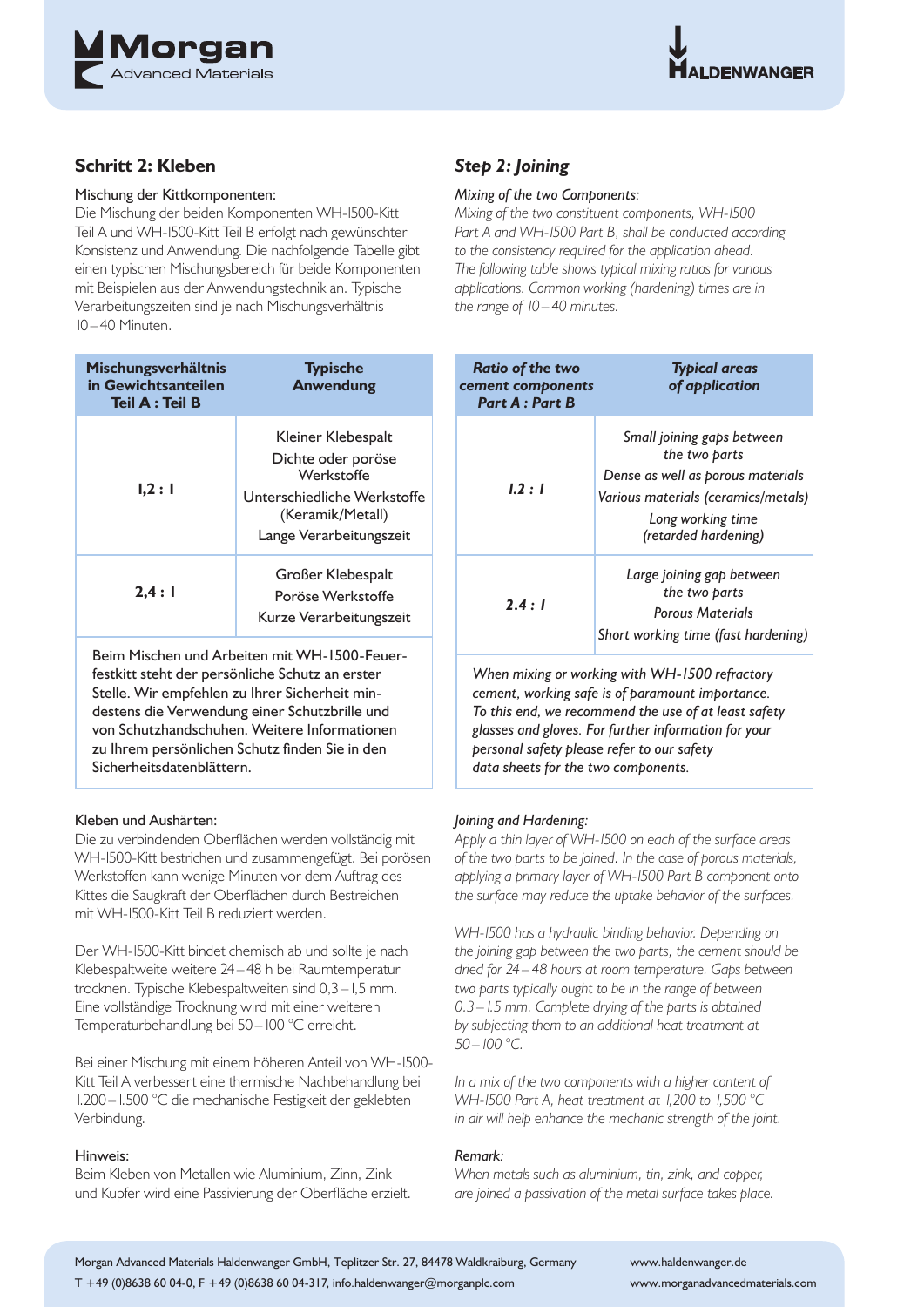## Schritt 2: Kleben

Mischung der Kittkomponenten:
Die Mischung der beiden Komponenten WH-1500-Kitt Teil A und WH-1500-Kitt Teil B erfolgt nach gewünschter Konsistenz und Anwendung. Die nachfolgende Tabelle gibt einen typischen Mischungsbereich für beide Komponenten mit Beispielen aus der Anwendungstechnik an. Typische Verarbeitungszeiten sind je nach Mischungsverhältnis 10 – 40 Minuten.

| Mischungsverhältnis in Gewichtsanteilen Teil A : Teil B | Typische Anwendung |
|---|---|
| **1,2 : 1** | Kleiner Klebespalt<br>Dichte oder poröse Werkstoffe<br>Unterschiedliche Werkstoffe (Keramik/Metall)<br>Lange Verarbeitungszeit |
| **2,4 : 1** | Großer Klebespalt<br>Poröse Werkstoffe<br>Kurze Verarbeitungszeit |

Beim Mischen und Arbeiten mit WH-1500-Feuerfestkitt steht der persönliche Schutz an erster Stelle. Wir empfehlen zu Ihrer Sicherheit mindestens die Verwendung einer Schutzbrille und von Schutzhandschuhen. Weitere Informationen zu Ihrem persönlichen Schutz finden Sie in den Sicherheitsdatenblättern.

Kleben und Aushärten:
Die zu verbindenden Oberflächen werden vollständig mit WH-1500-Kitt bestrichen und zusammengefügt. Bei porösen Werkstoffen kann wenige Minuten vor dem Auftrag des Kittes die Saugkraft der Oberflächen durch Bestreichen mit WH-1500-Kitt Teil B reduziert werden.

Der WH-1500-Kitt bindet chemisch ab und sollte je nach Klebespaltweite weitere 24 – 48 h bei Raumtemperatur trocknen. Typische Klebespaltweiten sind 0,3 – 1,5 mm. Eine vollständige Trocknung wird mit einer weiteren Temperaturbehandlung bei 50 – 100 °C erreicht.

Bei einer Mischung mit einem höheren Anteil von WH-1500-Kitt Teil A verbessert eine thermische Nachbehandlung bei 1.200 – 1.500 °C die mechanische Festigkeit der geklebten Verbindung.

Hinweis:
Beim Kleben von Metallen wie Aluminium, Zinn, Zink und Kupfer wird eine Passivierung der Oberfläche erzielt.

## *Step 2: Joining*

*Mixing of the two Components:*
*Mixing of the two constituent components, WH-1500 Part A and WH-1500 Part B, shall be conducted according to the consistency required for the application ahead. The following table shows typical mixing ratios for various applications. Common working (hardening) times are in the range of 10 – 40 minutes.*

| *Ratio of the two cement components Part A : Part B* | *Typical areas of application* |
|---|---|
| ***1.2 : 1*** | *Small joining gaps between the two parts*<br>*Dense as well as porous materials*<br>*Various materials (ceramics/metals)*<br>*Long working time (retarded hardening)* |
| ***2.4 : 1*** | *Large joining gap between the two parts*<br>*Porous Materials*<br>*Short working time (fast hardening)* |

*When mixing or working with WH-1500 refractory cement, working safe is of paramount importance. To this end, we recommend the use of at least safety glasses and gloves. For further information for your personal safety please refer to our safety data sheets for the two components.*

*Joining and Hardening:*
*Apply a thin layer of WH-1500 on each of the surface areas of the two parts to be joined. In the case of porous materials, applying a primary layer of WH-1500 Part B component onto the surface may reduce the uptake behavior of the surfaces.*

*WH-1500 has a hydraulic binding behavior. Depending on the joining gap between the two parts, the cement should be dried for 24 – 48 hours at room temperature. Gaps between two parts typically ought to be in the range of between 0.3 – 1.5 mm. Complete drying of the parts is obtained by subjecting them to an additional heat treatment at 50 – 100 °C.*

*In a mix of the two components with a higher content of WH-1500 Part A, heat treatment at 1,200 to 1,500 °C in air will help enhance the mechanic strength of the joint.*

*Remark:*
*When metals such as aluminium, tin, zinc, and copper, are joined a passivation of the metal surface takes place.*

Morgan Advanced Materials Haldenwanger GmbH, Teplitzer Str. 27, 84478 Waldkraiburg, Germany
T +49 (0)8638 60 04-0, F +49 (0)8638 60 04-317, info.haldenwanger@morganplc.com
www.haldenwanger.de
www.morganadvancedmaterials.com